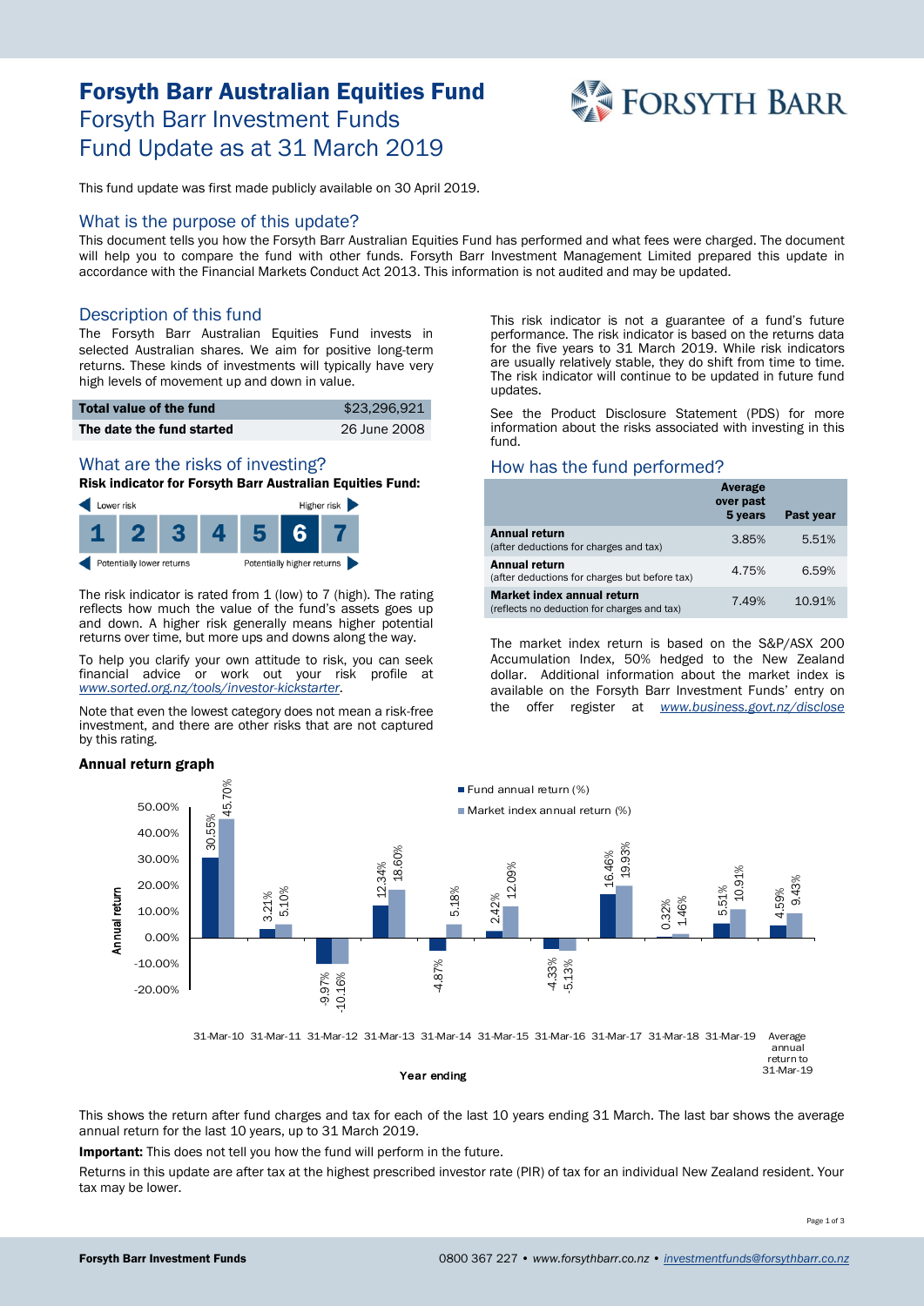# Forsyth Barr Australian Equities Fund

Forsyth Barr Investment Funds
Fund Update as at 31 March 2019

This fund update was first made publicly available on 30 April 2019.

## What is the purpose of this update?

This document tells you how the Forsyth Barr Australian Equities Fund has performed and what fees were charged. The document will help you to compare the fund with other funds. Forsyth Barr Investment Management Limited prepared this update in accordance with the Financial Markets Conduct Act 2013. This information is not audited and may be updated.

## Description of this fund

The Forsyth Barr Australian Equities Fund invests in selected Australian shares. We aim for positive long-term returns. These kinds of investments will typically have very high levels of movement up and down in value.

| | |
|---|---|
| **Total value of the fund** | $23,296,921 |
| **The date the fund started** | 26 June 2008 |

## What are the risks of investing?

**Risk indicator for Forsyth Barr Australian Equities Fund:**

Lower risk — Higher risk

| 1 | 2 | 3 | 4 | 5 | **6** | 7 |
|---|---|---|---|---|---|---|

Potentially lower returns — Potentially higher returns

The risk indicator is rated from 1 (low) to 7 (high). The rating reflects how much the value of the fund's assets goes up and down. A higher risk generally means higher potential returns over time, but more ups and downs along the way.

To help you clarify your own attitude to risk, you can seek financial advice or work out your risk profile at *www.sorted.org.nz/tools/investor-kickstarter*.

Note that even the lowest category does not mean a risk-free investment, and there are other risks that are not captured by this rating.

This risk indicator is not a guarantee of a fund's future performance. The risk indicator is based on the returns data for the five years to 31 March 2019. While risk indicators are usually relatively stable, they do shift from time to time. The risk indicator will continue to be updated in future fund updates.

See the Product Disclosure Statement (PDS) for more information about the risks associated with investing in this fund.

## How has the fund performed?

| | Average over past 5 years | Past year |
|---|---|---|
| **Annual return** (after deductions for charges and tax) | 3.85% | 5.51% |
| **Annual return** (after deductions for charges but before tax) | 4.75% | 6.59% |
| **Market index annual return** (reflects no deduction for charges and tax) | 7.49% | 10.91% |

The market index return is based on the S&P/ASX 200 Accumulation Index, 50% hedged to the New Zealand dollar. Additional information about the market index is available on the Forsyth Barr Investment Funds' entry on the offer register at *www.business.govt.nz/disclose*

### Annual return graph

| Year ending | Fund annual return (%) | Market index annual return (%) |
|---|---|---|
| 31-Mar-10 | 30.55% | 45.70% |
| 31-Mar-11 | 3.21% | 5.10% |
| 31-Mar-12 | -9.97% | -10.16% |
| 31-Mar-13 | 12.34% | 18.60% |
| 31-Mar-14 | -4.87% | 5.18% |
| 31-Mar-15 | 2.42% | 12.09% |
| 31-Mar-16 | -4.33% | -5.13% |
| 31-Mar-17 | 16.46% | 19.93% |
| 31-Mar-18 | 0.32% | 1.46% |
| 31-Mar-19 | 5.51% | 10.91% |
| Average annual return to 31-Mar-19 | 4.59% | 9.43% |

This shows the return after fund charges and tax for each of the last 10 years ending 31 March. The last bar shows the average annual return for the last 10 years, up to 31 March 2019.

**Important:** This does not tell you how the fund will perform in the future.

Returns in this update are after tax at the highest prescribed investor rate (PIR) of tax for an individual New Zealand resident. Your tax may be lower.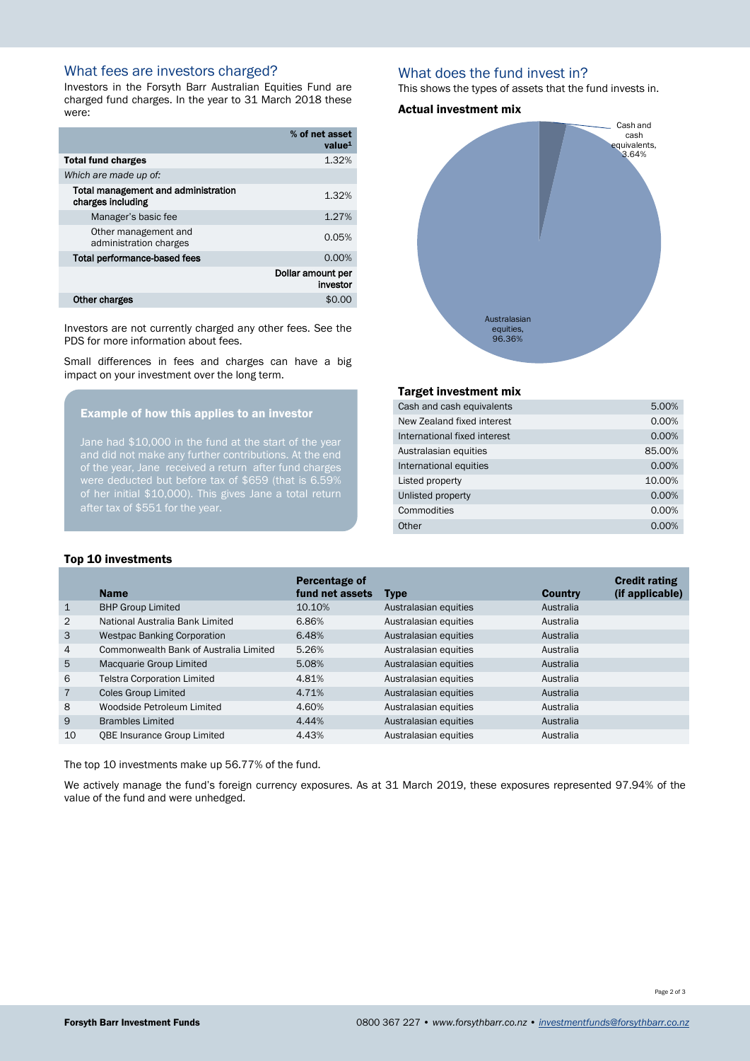## What fees are investors charged?

Investors in the Forsyth Barr Australian Equities Fund are charged fund charges. In the year to 31 March 2018 these were:

| | % of net asset value[1] |
|---|---|
| **Total fund charges** | 1.32% |
| *Which are made up of:* | |
| **Total management and administration charges including** | 1.32% |
| Manager's basic fee | 1.27% |
| Other management and administration charges | 0.05% |
| **Total performance-based fees** | 0.00% |
| | **Dollar amount per investor** |
| **Other charges** | $0.00 |

Investors are not currently charged any other fees. See the PDS for more information about fees.

Small differences in fees and charges can have a big impact on your investment over the long term.

### Example of how this applies to an investor

Jane had $10,000 in the fund at the start of the year and did not make any further contributions. At the end of the year, Jane received a return after fund charges were deducted but before tax of $659 (that is 6.59% of her initial $10,000). This gives Jane a total return after tax of $551 for the year.

## What does the fund invest in?

This shows the types of assets that the fund invests in.

### Actual investment mix

| Asset type | % |
|---|---|
| Cash and cash equivalents | 3.64% |
| Australasian equities | 96.36% |

### Target investment mix

| | |
|---|---|
| Cash and cash equivalents | 5.00% |
| New Zealand fixed interest | 0.00% |
| International fixed interest | 0.00% |
| Australasian equities | 85.00% |
| International equities | 0.00% |
| Listed property | 10.00% |
| Unlisted property | 0.00% |
| Commodities | 0.00% |
| Other | 0.00% |

### Top 10 investments

| | Name | Percentage of fund net assets | Type | Country | Credit rating (if applicable) |
|---|---|---|---|---|---|
| 1 | BHP Group Limited | 10.10% | Australasian equities | Australia | |
| 2 | National Australia Bank Limited | 6.86% | Australasian equities | Australia | |
| 3 | Westpac Banking Corporation | 6.48% | Australasian equities | Australia | |
| 4 | Commonwealth Bank of Australia Limited | 5.26% | Australasian equities | Australia | |
| 5 | Macquarie Group Limited | 5.08% | Australasian equities | Australia | |
| 6 | Telstra Corporation Limited | 4.81% | Australasian equities | Australia | |
| 7 | Coles Group Limited | 4.71% | Australasian equities | Australia | |
| 8 | Woodside Petroleum Limited | 4.60% | Australasian equities | Australia | |
| 9 | Brambles Limited | 4.44% | Australasian equities | Australia | |
| 10 | QBE Insurance Group Limited | 4.43% | Australasian equities | Australia | |

The top 10 investments make up 56.77% of the fund.

We actively manage the fund's foreign currency exposures. As at 31 March 2019, these exposures represented 97.94% of the value of the fund and were unhedged.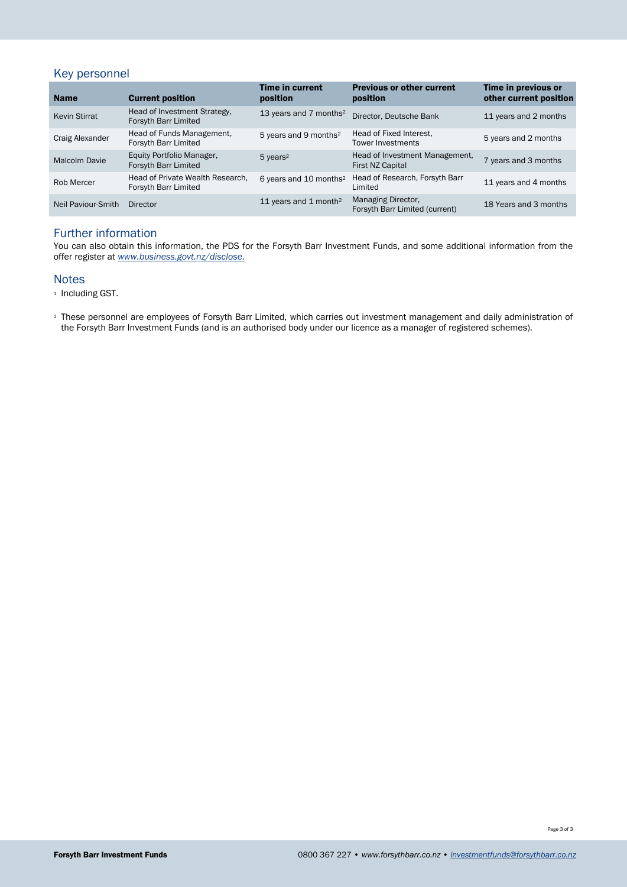## Key personnel

| Name | Current position | Time in current position | Previous or other current position | Time in previous or other current position |
|---|---|---|---|---|
| Kevin Stirrat | Head of Investment Strategy, Forsyth Barr Limited | 13 years and 7 months[2] | Director, Deutsche Bank | 11 years and 2 months |
| Craig Alexander | Head of Funds Management, Forsyth Barr Limited | 5 years and 9 months[2] | Head of Fixed Interest, Tower Investments | 5 years and 2 months |
| Malcolm Davie | Equity Portfolio Manager, Forsyth Barr Limited | 5 years[2] | Head of Investment Management, First NZ Capital | 7 years and 3 months |
| Rob Mercer | Head of Private Wealth Research, Forsyth Barr Limited | 6 years and 10 months[2] | Head of Research, Forsyth Barr Limited | 11 years and 4 months |
| Neil Paviour-Smith | Director | 11 years and 1 month[2] | Managing Director, Forsyth Barr Limited (current) | 18 Years and 3 months |

## Further information

You can also obtain this information, the PDS for the Forsyth Barr Investment Funds, and some additional information from the offer register at *www.business.govt.nz/disclose.*

## Notes

[1] Including GST.

[2] These personnel are employees of Forsyth Barr Limited, which carries out investment management and daily administration of the Forsyth Barr Investment Funds (and is an authorised body under our licence as a manager of registered schemes).